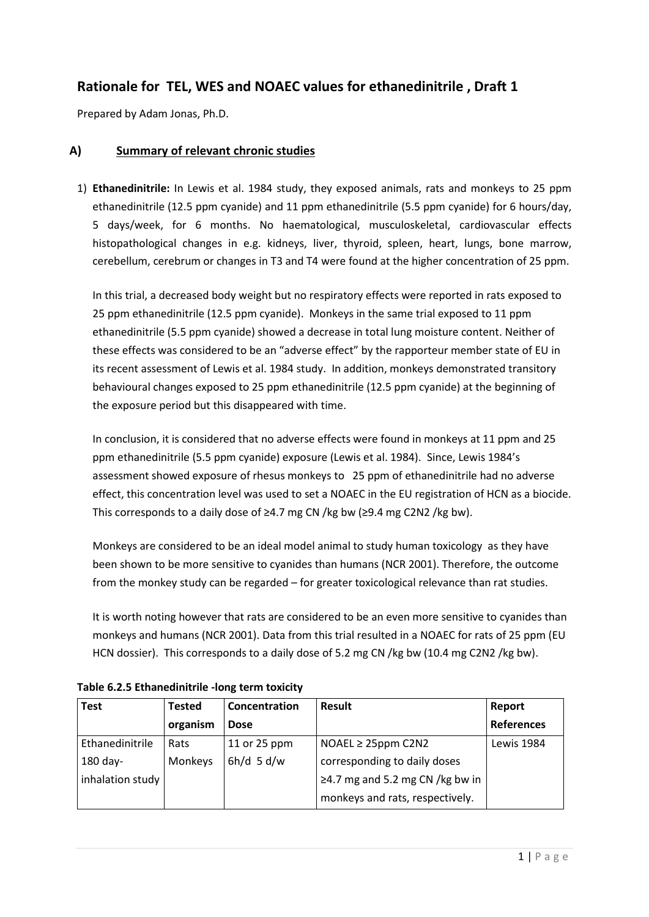# Rationale for TEL, WES and NOAEC values for ethanedinitrile , Draft 1

Prepared by Adam Jonas, Ph.D.

## A) Summary of relevant chronic studies

1) **Ethanedinitrile:** In Lewis et al. 1984 study, they exposed animals, rats and monkeys to 25 ppm ethanedinitrile (12.5 ppm cyanide) and 11 ppm ethanedinitrile (5.5 ppm cyanide) for 6 hours/day, 5 days/week, for 6 months. No haematological, musculoskeletal, cardiovascular effects histopathological changes in e.g. kidneys, liver, thyroid, spleen, heart, lungs, bone marrow, cerebellum, cerebrum or changes in T3 and T4 were found at the higher concentration of 25 ppm.

   In this trial, a decreased body weight but no respiratory effects were reported in rats exposed to 25 ppm ethanedinitrile (12.5 ppm cyanide). Monkeys in the same trial exposed to 11 ppm ethanedinitrile (5.5 ppm cyanide) showed a decrease in total lung moisture content. Neither of these effects was considered to be an "adverse effect" by the rapporteur member state of EU in its recent assessment of Lewis et al. 1984 study. In addition, monkeys demonstrated transitory behavioural changes exposed to 25 ppm ethanedinitrile (12.5 ppm cyanide) at the beginning of the exposure period but this disappeared with time.

   In conclusion, it is considered that no adverse effects were found in monkeys at 11 ppm and 25 ppm ethanedinitrile (5.5 ppm cyanide) exposure (Lewis et al. 1984). Since, Lewis 1984's assessment showed exposure of rhesus monkeys to 25 ppm of ethanedinitrile had no adverse effect, this concentration level was used to set a NOAEC in the EU registration of HCN as a biocide. This corresponds to a daily dose of ≥4.7 mg CN /kg bw (≥9.4 mg $C_2N_2$ /kg bw).

   Monkeys are considered to be an ideal model animal to study human toxicology as they have been shown to be more sensitive to cyanides than humans (NCR 2001). Therefore, the outcome from the monkey study can be regarded – for greater toxicological relevance than rat studies.

   It is worth noting however that rats are considered to be an even more sensitive to cyanides than monkeys and humans (NCR 2001). Data from this trial resulted in a NOAEC for rats of 25 ppm (EU HCN dossier). This corresponds to a daily dose of 5.2 mg CN /kg bw (10.4 mg $C_2N_2$ /kg bw).

**Table 6.2.5 Ethanedinitrile -long term toxicity**

| Test | Tested organism | Concentration Dose | Result | Report References |
|---|---|---|---|---|
| Ethanedinitrile 180 day-inhalation study | Rats Monkeys | 11 or 25 ppm 6h/d 5 d/w | NOAEL ≥ 25ppm $C_2N_2$ corresponding to daily doses ≥4.7 mg and 5.2 mg CN /kg bw in monkeys and rats, respectively. | Lewis 1984 |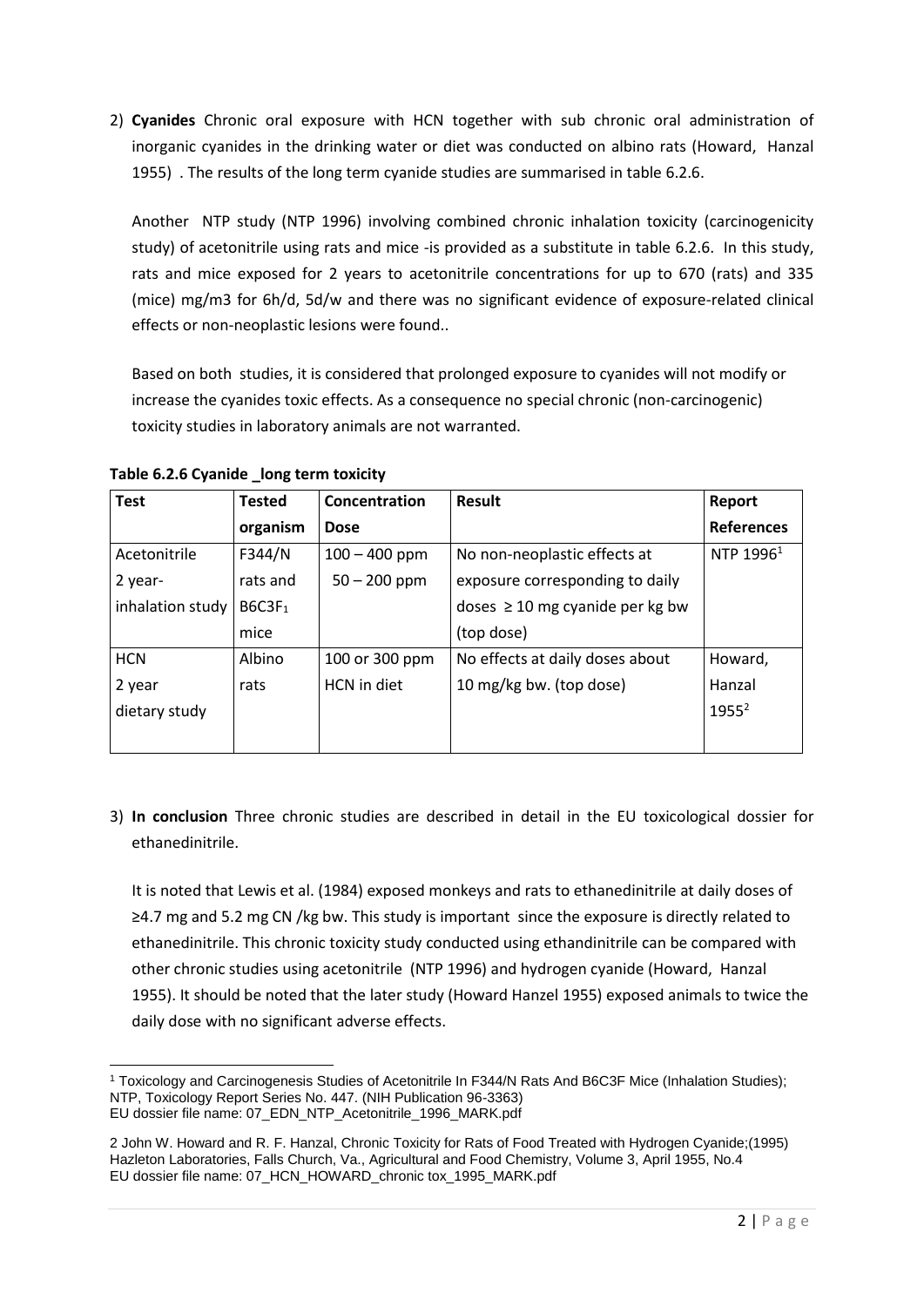2) **Cyanides** Chronic oral exposure with HCN together with sub chronic oral administration of inorganic cyanides in the drinking water or diet was conducted on albino rats (Howard, Hanzal 1955) . The results of the long term cyanide studies are summarised in table 6.2.6.

   Another NTP study (NTP 1996) involving combined chronic inhalation toxicity (carcinogenicity study) of acetonitrile using rats and mice -is provided as a substitute in table 6.2.6. In this study, rats and mice exposed for 2 years to acetonitrile concentrations for up to 670 (rats) and 335 (mice) mg/m3 for 6h/d, 5d/w and there was no significant evidence of exposure-related clinical effects or non-neoplastic lesions were found..

   Based on both studies, it is considered that prolonged exposure to cyanides will not modify or increase the cyanides toxic effects. As a consequence no special chronic (non-carcinogenic) toxicity studies in laboratory animals are not warranted.

**Table 6.2.6 Cyanide _long term toxicity**

| Test | Tested organism | Concentration Dose | Result | Report References |
|---|---|---|---|---|
| Acetonitrile 2 year- inhalation study | F344/N rats and $B6C3F_1$ mice | 100 – 400 ppm 50 – 200 ppm | No non-neoplastic effects at exposure corresponding to daily doses ≥ 10 mg cyanide per kg bw (top dose) | NTP 1996[1] |
| HCN 2 year dietary study | Albino rats | 100 or 300 ppm HCN in diet | No effects at daily doses about 10 mg/kg bw. (top dose) | Howard, Hanzal 1955[2] |

3) **In conclusion** Three chronic studies are described in detail in the EU toxicological dossier for ethanedinitrile.

   It is noted that Lewis et al. (1984) exposed monkeys and rats to ethanedinitrile at daily doses of ≥4.7 mg and 5.2 mg CN /kg bw. This study is important since the exposure is directly related to ethanedinitrile. This chronic toxicity study conducted using ethandinitrile can be compared with other chronic studies using acetonitrile (NTP 1996) and hydrogen cyanide (Howard, Hanzal 1955). It should be noted that the later study (Howard Hanzel 1955) exposed animals to twice the daily dose with no significant adverse effects.

---

[1] Toxicology and Carcinogenesis Studies of Acetonitrile In F344/N Rats And B6C3F Mice (Inhalation Studies); NTP, Toxicology Report Series No. 447. (NIH Publication 96-3363)
EU dossier file name: 07_EDN_NTP_Acetonitrile_1996_MARK.pdf

2 John W. Howard and R. F. Hanzal, Chronic Toxicity for Rats of Food Treated with Hydrogen Cyanide;(1995) Hazleton Laboratories, Falls Church, Va., Agricultural and Food Chemistry, Volume 3, April 1955, No.4
EU dossier file name: 07_HCN_HOWARD_chronic tox_1995_MARK.pdf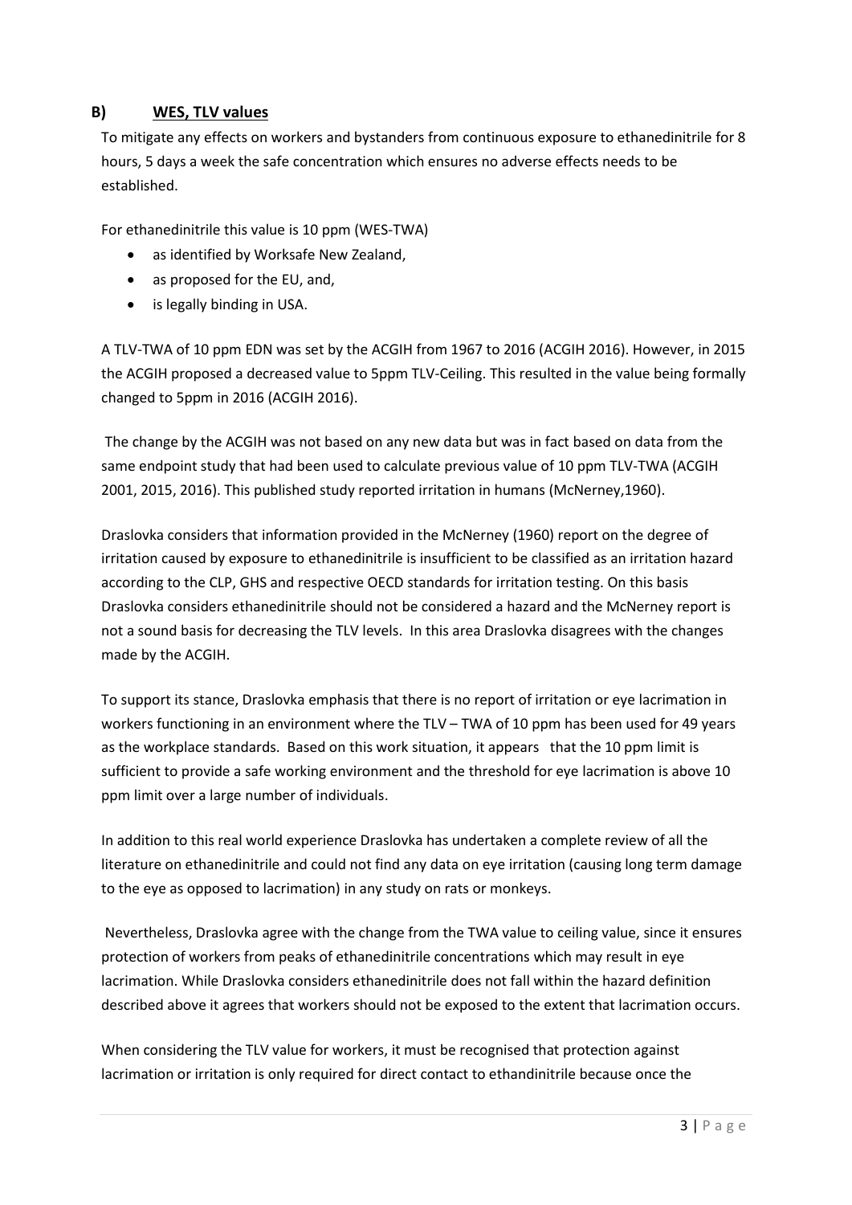## B) WES, TLV values

To mitigate any effects on workers and bystanders from continuous exposure to ethanedinitrile for 8 hours, 5 days a week the safe concentration which ensures no adverse effects needs to be established.

For ethanedinitrile this value is 10 ppm (WES-TWA)

- as identified by Worksafe New Zealand,
- as proposed for the EU, and,
- is legally binding in USA.

A TLV-TWA of 10 ppm EDN was set by the ACGIH from 1967 to 2016 (ACGIH 2016). However, in 2015 the ACGIH proposed a decreased value to 5ppm TLV-Ceiling. This resulted in the value being formally changed to 5ppm in 2016 (ACGIH 2016).

The change by the ACGIH was not based on any new data but was in fact based on data from the same endpoint study that had been used to calculate previous value of 10 ppm TLV-TWA (ACGIH 2001, 2015, 2016). This published study reported irritation in humans (McNerney,1960).

Draslovka considers that information provided in the McNerney (1960) report on the degree of irritation caused by exposure to ethanedinitrile is insufficient to be classified as an irritation hazard according to the CLP, GHS and respective OECD standards for irritation testing. On this basis Draslovka considers ethanedinitrile should not be considered a hazard and the McNerney report is not a sound basis for decreasing the TLV levels. In this area Draslovka disagrees with the changes made by the ACGIH.

To support its stance, Draslovka emphasis that there is no report of irritation or eye lacrimation in workers functioning in an environment where the TLV – TWA of 10 ppm has been used for 49 years as the workplace standards. Based on this work situation, it appears that the 10 ppm limit is sufficient to provide a safe working environment and the threshold for eye lacrimation is above 10 ppm limit over a large number of individuals.

In addition to this real world experience Draslovka has undertaken a complete review of all the literature on ethanedinitrile and could not find any data on eye irritation (causing long term damage to the eye as opposed to lacrimation) in any study on rats or monkeys.

Nevertheless, Draslovka agree with the change from the TWA value to ceiling value, since it ensures protection of workers from peaks of ethanedinitrile concentrations which may result in eye lacrimation. While Draslovka considers ethanedinitrile does not fall within the hazard definition described above it agrees that workers should not be exposed to the extent that lacrimation occurs.

When considering the TLV value for workers, it must be recognised that protection against lacrimation or irritation is only required for direct contact to ethandinitrile because once the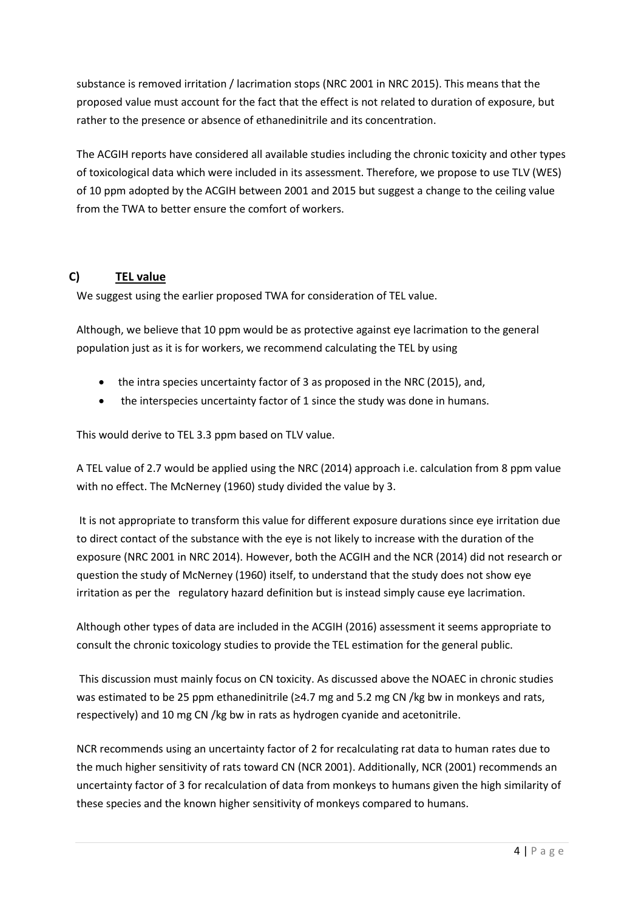substance is removed irritation / lacrimation stops (NRC 2001 in NRC 2015). This means that the proposed value must account for the fact that the effect is not related to duration of exposure, but rather to the presence or absence of ethanedinitrile and its concentration.

The ACGIH reports have considered all available studies including the chronic toxicity and other types of toxicological data which were included in its assessment. Therefore, we propose to use TLV (WES) of 10 ppm adopted by the ACGIH between 2001 and 2015 but suggest a change to the ceiling value from the TWA to better ensure the comfort of workers.

## C) TEL value

We suggest using the earlier proposed TWA for consideration of TEL value.

Although, we believe that 10 ppm would be as protective against eye lacrimation to the general population just as it is for workers, we recommend calculating the TEL by using

- the intra species uncertainty factor of 3 as proposed in the NRC (2015), and,
- the interspecies uncertainty factor of 1 since the study was done in humans.

This would derive to TEL 3.3 ppm based on TLV value.

A TEL value of 2.7 would be applied using the NRC (2014) approach i.e. calculation from 8 ppm value with no effect. The McNerney (1960) study divided the value by 3.

It is not appropriate to transform this value for different exposure durations since eye irritation due to direct contact of the substance with the eye is not likely to increase with the duration of the exposure (NRC 2001 in NRC 2014). However, both the ACGIH and the NCR (2014) did not research or question the study of McNerney (1960) itself, to understand that the study does not show eye irritation as per the regulatory hazard definition but is instead simply cause eye lacrimation.

Although other types of data are included in the ACGIH (2016) assessment it seems appropriate to consult the chronic toxicology studies to provide the TEL estimation for the general public.

This discussion must mainly focus on CN toxicity. As discussed above the NOAEC in chronic studies was estimated to be 25 ppm ethanedinitrile (≥4.7 mg and 5.2 mg CN /kg bw in monkeys and rats, respectively) and 10 mg CN /kg bw in rats as hydrogen cyanide and acetonitrile.

NCR recommends using an uncertainty factor of 2 for recalculating rat data to human rates due to the much higher sensitivity of rats toward CN (NCR 2001). Additionally, NCR (2001) recommends an uncertainty factor of 3 for recalculation of data from monkeys to humans given the high similarity of these species and the known higher sensitivity of monkeys compared to humans.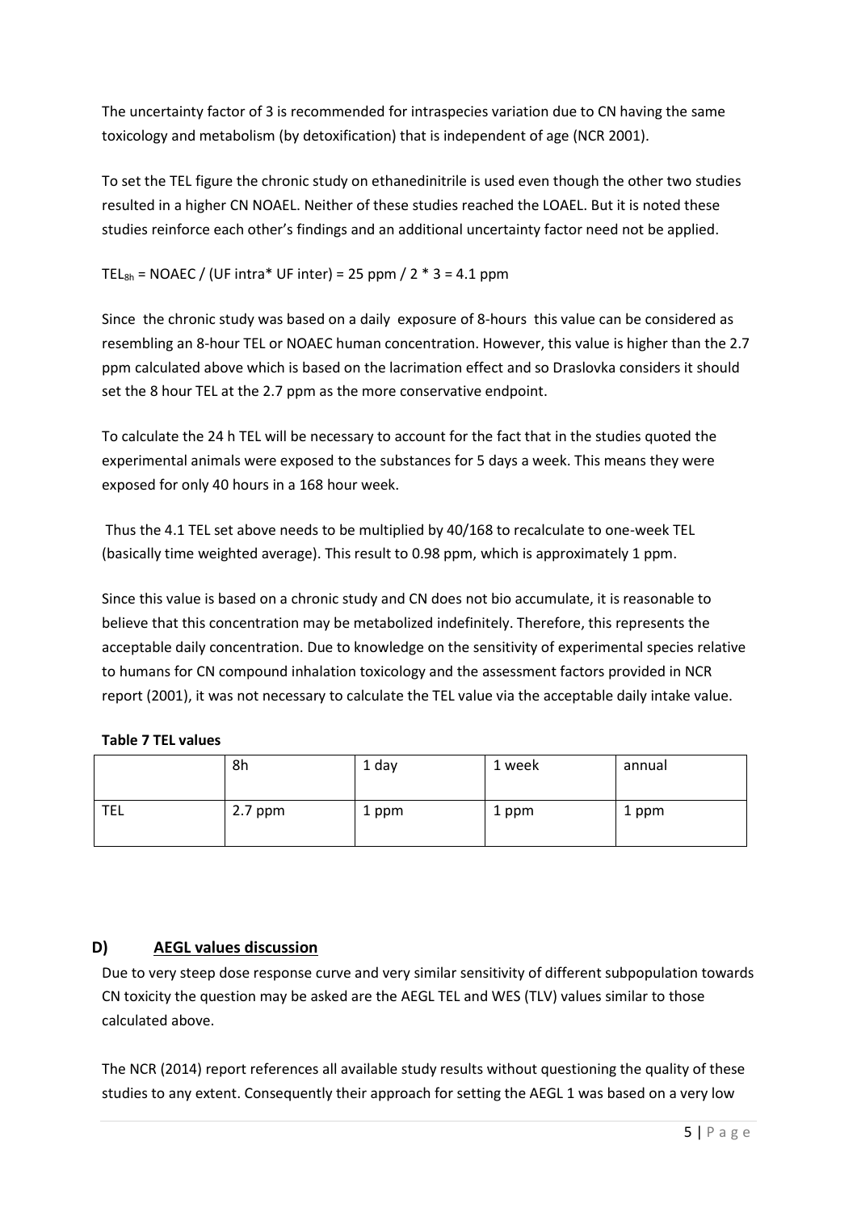The uncertainty factor of 3 is recommended for intraspecies variation due to CN having the same toxicology and metabolism (by detoxification) that is independent of age (NCR 2001).

To set the TEL figure the chronic study on ethanedinitrile is used even though the other two studies resulted in a higher CN NOAEL. Neither of these studies reached the LOAEL. But it is noted these studies reinforce each other's findings and an additional uncertainty factor need not be applied.

$TEL_{8h}$ = NOAEC / (UF intra* UF inter) = 25 ppm / 2 * 3 = 4.1 ppm

Since the chronic study was based on a daily exposure of 8-hours this value can be considered as resembling an 8-hour TEL or NOAEC human concentration. However, this value is higher than the 2.7 ppm calculated above which is based on the lacrimation effect and so Draslovka considers it should set the 8 hour TEL at the 2.7 ppm as the more conservative endpoint.

To calculate the 24 h TEL will be necessary to account for the fact that in the studies quoted the experimental animals were exposed to the substances for 5 days a week. This means they were exposed for only 40 hours in a 168 hour week.

Thus the 4.1 TEL set above needs to be multiplied by 40/168 to recalculate to one-week TEL (basically time weighted average). This result to 0.98 ppm, which is approximately 1 ppm.

Since this value is based on a chronic study and CN does not bio accumulate, it is reasonable to believe that this concentration may be metabolized indefinitely. Therefore, this represents the acceptable daily concentration. Due to knowledge on the sensitivity of experimental species relative to humans for CN compound inhalation toxicology and the assessment factors provided in NCR report (2001), it was not necessary to calculate the TEL value via the acceptable daily intake value.

**Table 7 TEL values**

| | 8h | 1 day | 1 week | annual |
|---|---|---|---|---|
| TEL | 2.7 ppm | 1 ppm | 1 ppm | 1 ppm |

## D) AEGL values discussion

Due to very steep dose response curve and very similar sensitivity of different subpopulation towards CN toxicity the question may be asked are the AEGL TEL and WES (TLV) values similar to those calculated above.

The NCR (2014) report references all available study results without questioning the quality of these studies to any extent. Consequently their approach for setting the AEGL 1 was based on a very low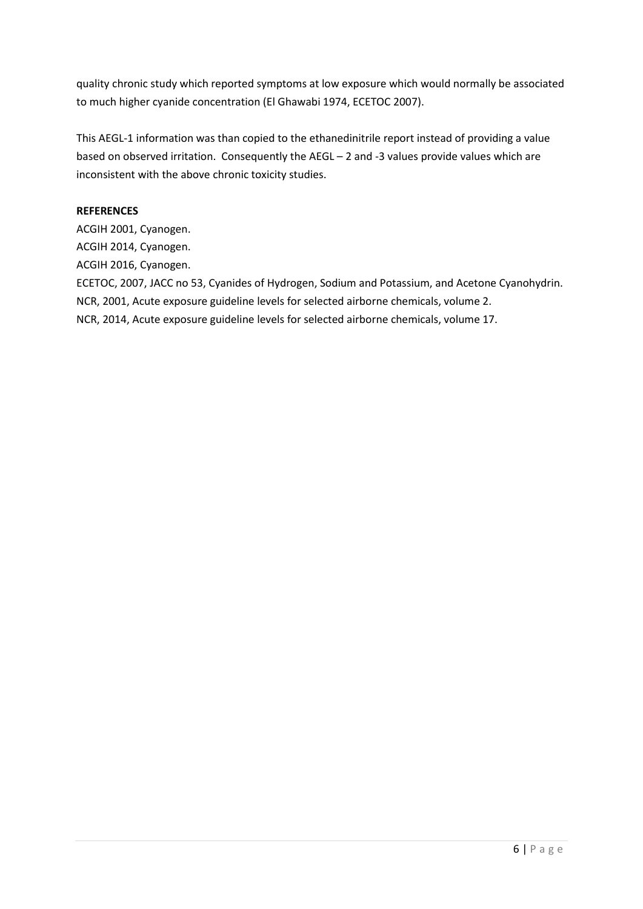quality chronic study which reported symptoms at low exposure which would normally be associated to much higher cyanide concentration (El Ghawabi 1974, ECETOC 2007).

This AEGL-1 information was than copied to the ethanedinitrile report instead of providing a value based on observed irritation. Consequently the AEGL – 2 and -3 values provide values which are inconsistent with the above chronic toxicity studies.

**REFERENCES**

ACGIH 2001, Cyanogen.
ACGIH 2014, Cyanogen.
ACGIH 2016, Cyanogen.
ECETOC, 2007, JACC no 53, Cyanides of Hydrogen, Sodium and Potassium, and Acetone Cyanohydrin.
NCR, 2001, Acute exposure guideline levels for selected airborne chemicals, volume 2.
NCR, 2014, Acute exposure guideline levels for selected airborne chemicals, volume 17.